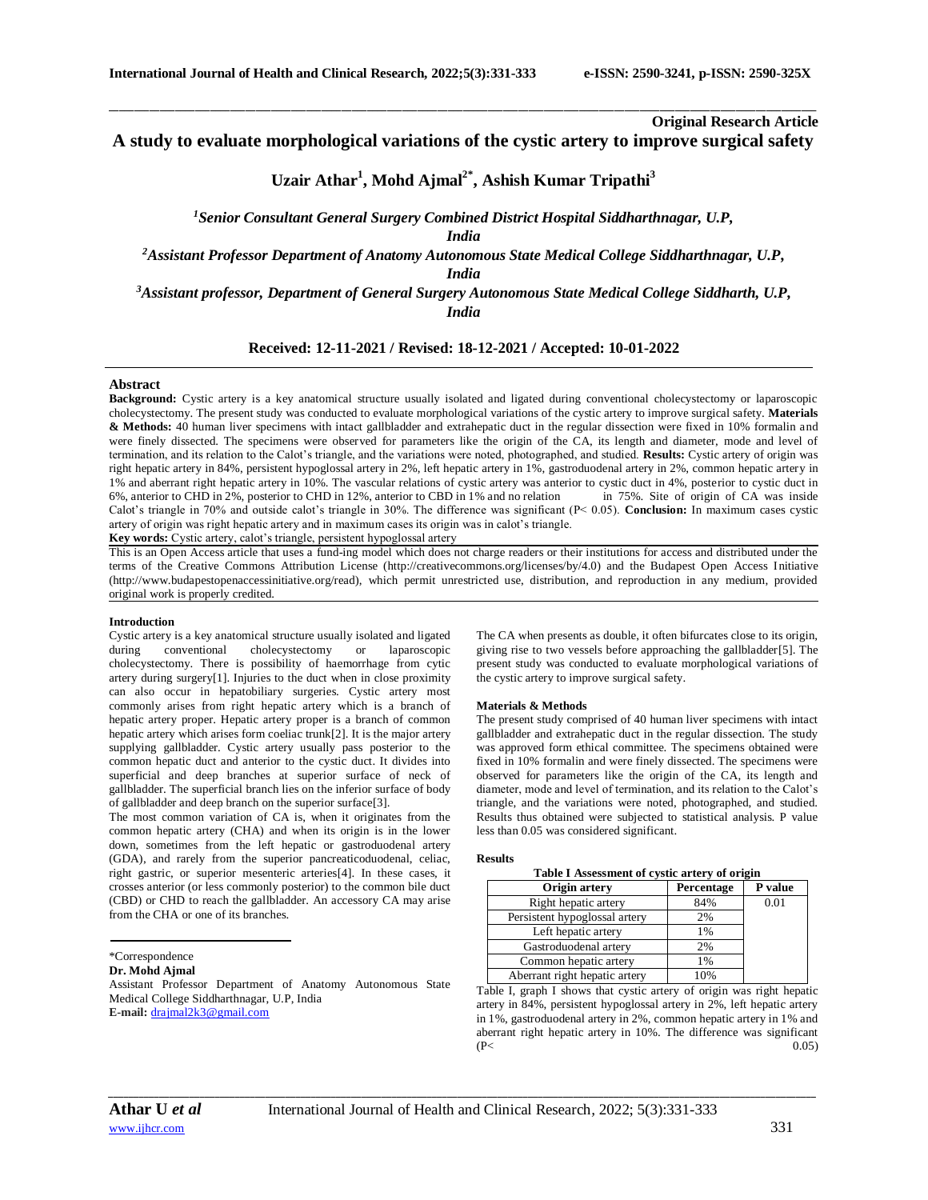**Original Research Article**

# A study to evaluate morphological variations of the cystic artery to improve surgical safety

**Uzair Athar[1], Mohd Ajmal[2*], Ashish Kumar Tripathi[3]**

*[1]Senior Consultant General Surgery Combined District Hospital Siddharthnagar, U.P, India*

*[2]Assistant Professor Department of Anatomy Autonomous State Medical College Siddharthnagar, U.P, India*

*[3]Assistant professor, Department of General Surgery Autonomous State Medical College Siddharth, U.P, India*

**Received: 12-11-2021 / Revised: 18-12-2021 / Accepted: 10-01-2022**

## Abstract

**Background:** Cystic artery is a key anatomical structure usually isolated and ligated during conventional cholecystectomy or laparoscopic cholecystectomy. The present study was conducted to evaluate morphological variations of the cystic artery to improve surgical safety. **Materials & Methods:** 40 human liver specimens with intact gallbladder and extrahepatic duct in the regular dissection were fixed in 10% formalin and were finely dissected. The specimens were observed for parameters like the origin of the CA, its length and diameter, mode and level of termination, and its relation to the Calot's triangle, and the variations were noted, photographed, and studied. **Results:** Cystic artery of origin was right hepatic artery in 84%, persistent hypoglossal artery in 2%, left hepatic artery in 1%, gastroduodenal artery in 2%, common hepatic artery in 1% and aberrant right hepatic artery in 10%. The vascular relations of cystic artery was anterior to cystic duct in 4%, posterior to cystic duct in 6%, anterior to CHD in 2%, posterior to CHD in 12%, anterior to CBD in 1% and no relation in 75%. Site of origin of CA was inside Calot's triangle in 70% and outside calot's triangle in 30%. The difference was significant (P< 0.05). **Conclusion:** In maximum cases cystic artery of origin was right hepatic artery and in maximum cases its origin was in calot's triangle.

**Key words:** Cystic artery, calot's triangle, persistent hypoglossal artery

This is an Open Access article that uses a fund-ing model which does not charge readers or their institutions for access and distributed under the terms of the Creative Commons Attribution License (http://creativecommons.org/licenses/by/4.0) and the Budapest Open Access Initiative (http://www.budapestopenaccessinitiative.org/read), which permit unrestricted use, distribution, and reproduction in any medium, provided original work is properly credited.

## Introduction

Cystic artery is a key anatomical structure usually isolated and ligated during conventional cholecystectomy or laparoscopic cholecystectomy. There is possibility of haemorrhage from cytic artery during surgery[1]. Injuries to the duct when in close proximity can also occur in hepatobiliary surgeries. Cystic artery most commonly arises from right hepatic artery which is a branch of hepatic artery proper. Hepatic artery proper is a branch of common hepatic artery which arises form coeliac trunk[2]. It is the major artery supplying gallbladder. Cystic artery usually pass posterior to the common hepatic duct and anterior to the cystic duct. It divides into superficial and deep branches at superior surface of neck of gallbladder. The superficial branch lies on the inferior surface of body of gallbladder and deep branch on the superior surface[3].

The most common variation of CA is, when it originates from the common hepatic artery (CHA) and when its origin is in the lower down, sometimes from the left hepatic or gastroduodenal artery (GDA), and rarely from the superior pancreaticoduodenal, celiac, right gastric, or superior mesenteric arteries[4]. In these cases, it crosses anterior (or less commonly posterior) to the common bile duct (CBD) or CHD to reach the gallbladder. An accessory CA may arise from the CHA or one of its branches.

The CA when presents as double, it often bifurcates close to its origin, giving rise to two vessels before approaching the gallbladder[5]. The present study was conducted to evaluate morphological variations of the cystic artery to improve surgical safety.

## Materials & Methods

The present study comprised of 40 human liver specimens with intact gallbladder and extrahepatic duct in the regular dissection. The study was approved form ethical committee. The specimens obtained were fixed in 10% formalin and were finely dissected. The specimens were observed for parameters like the origin of the CA, its length and diameter, mode and level of termination, and its relation to the Calot's triangle, and the variations were noted, photographed, and studied. Results thus obtained were subjected to statistical analysis. P value less than 0.05 was considered significant.

## Results

**Table I Assessment of cystic artery of origin**

| Origin artery | Percentage | P value |
|---|---|---|
| Right hepatic artery | 84% | 0.01 |
| Persistent hypoglossal artery | 2% | |
| Left hepatic artery | 1% | |
| Gastroduodenal artery | 2% | |
| Common hepatic artery | 1% | |
| Aberrant right hepatic artery | 10% | |

Table I, graph I shows that cystic artery of origin was right hepatic artery in 84%, persistent hypoglossal artery in 2%, left hepatic artery in 1%, gastroduodenal artery in 2%, common hepatic artery in 1% and aberrant right hepatic artery in 10%. The difference was significant (P< 0.05)

\*Correspondence

**Dr. Mohd Ajmal**

Assistant Professor Department of Anatomy Autonomous State Medical College Siddharthnagar, U.P, India

**E-mail:** drajmal2k3@gmail.com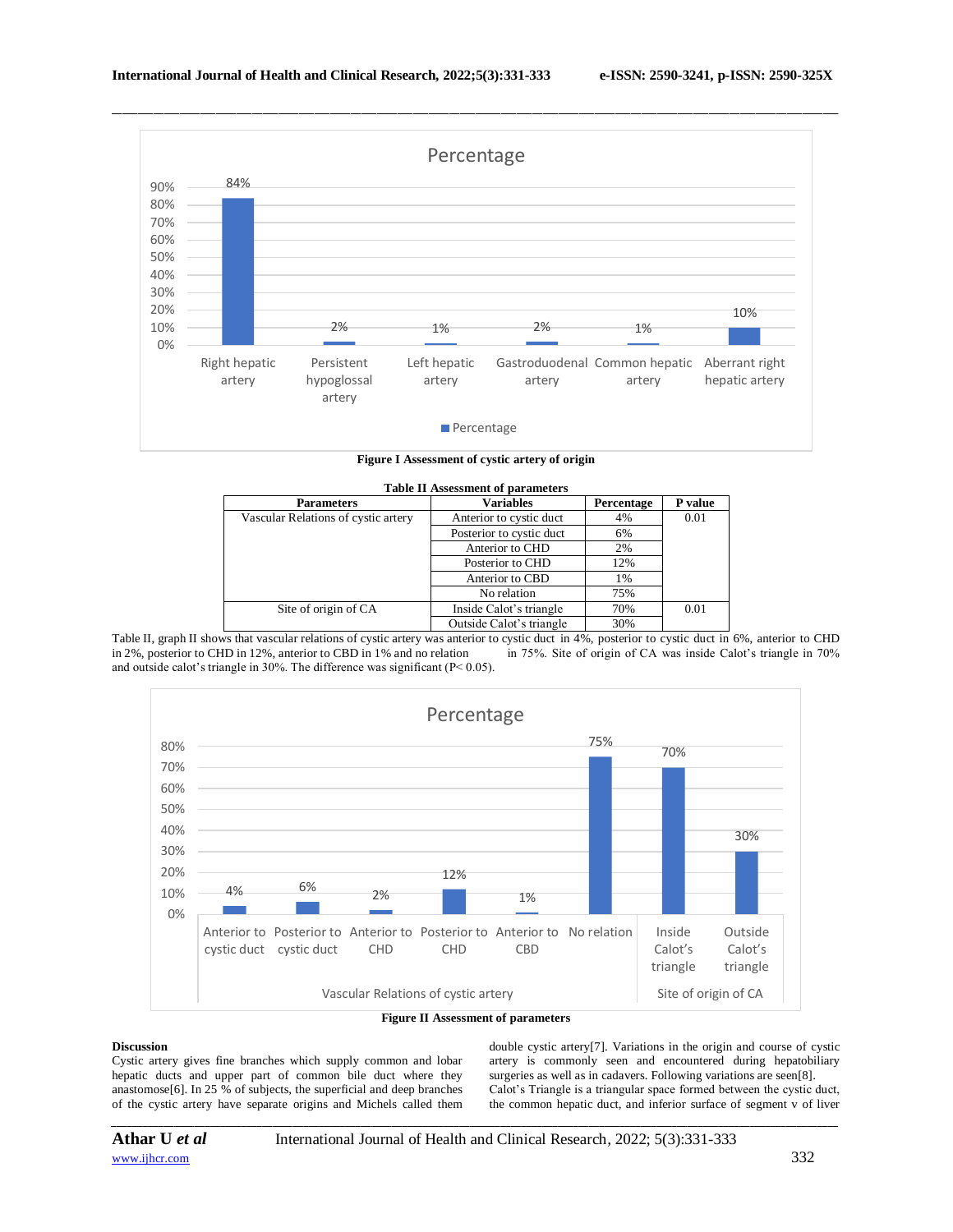Figure I Assessment of cystic artery of origin

**Table II Assessment of parameters**

| Parameters | Variables | Percentage | P value |
|---|---|---|---|
| Vascular Relations of cystic artery | Anterior to cystic duct | 4% | 0.01 |
| | Posterior to cystic duct | 6% | |
| | Anterior to CHD | 2% | |
| | Posterior to CHD | 12% | |
| | Anterior to CBD | 1% | |
| | No relation | 75% | |
| Site of origin of CA | Inside Calot's triangle | 70% | 0.01 |
| | Outside Calot's triangle | 30% | |

Table II, graph II shows that vascular relations of cystic artery was anterior to cystic duct in 4%, posterior to cystic duct in 6%, anterior to CHD in 2%, posterior to CHD in 12%, anterior to CBD in 1% and no relation in 75%. Site of origin of CA was inside Calot's triangle in 70% and outside calot's triangle in 30%. The difference was significant ($P< 0.05$).

Figure II Assessment of parameters

**Discussion**

Cystic artery gives fine branches which supply common and lobar hepatic ducts and upper part of common bile duct where they anastomose[6]. In 25 % of subjects, the superficial and deep branches of the cystic artery have separate origins and Michels called them double cystic artery[7]. Variations in the origin and course of cystic artery is commonly seen and encountered during hepatobiliary surgeries as well as in cadavers. Following variations are seen[8].

Calot's Triangle is a triangular space formed between the cystic duct, the common hepatic duct, and inferior surface of segment v of liver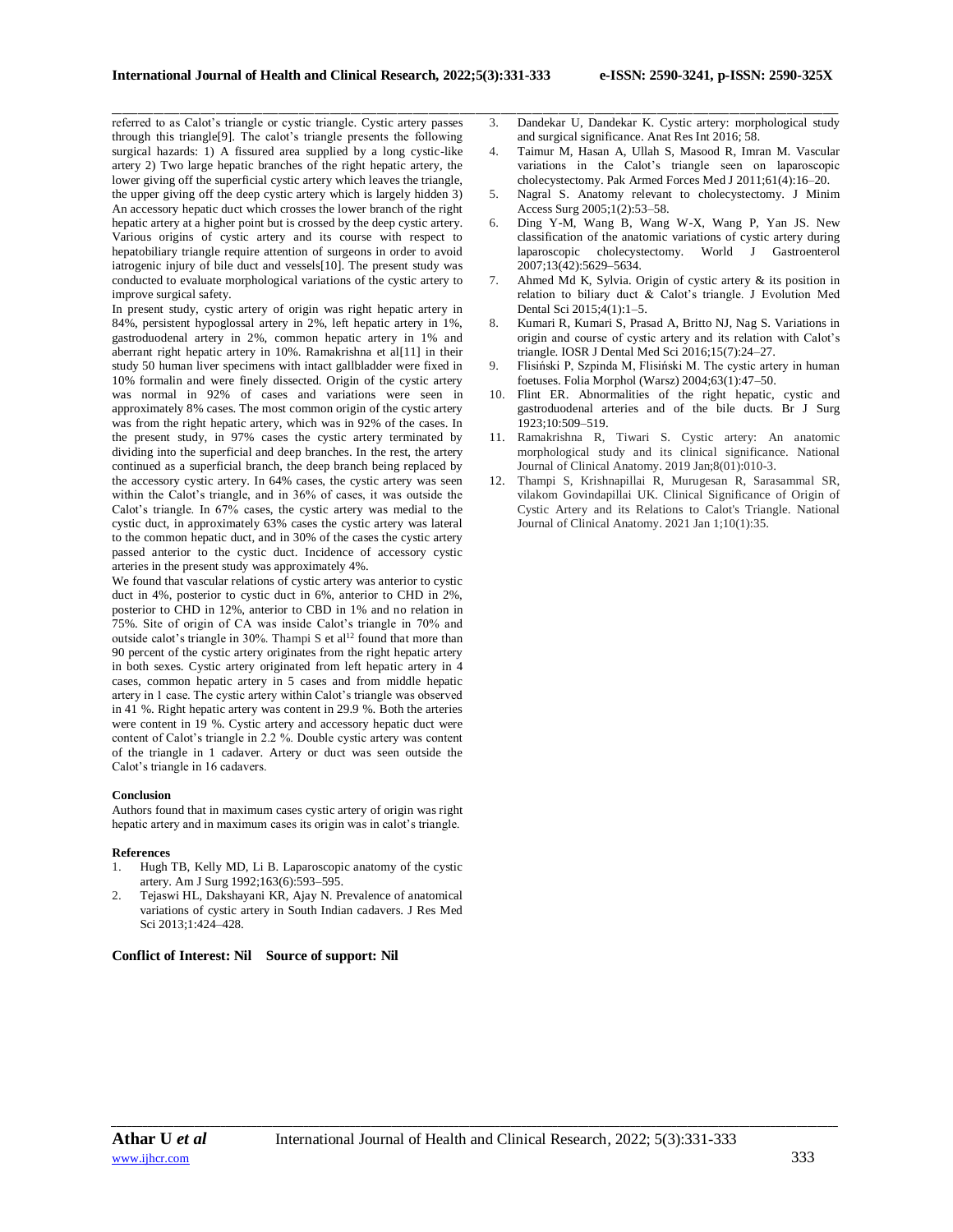referred to as Calot's triangle or cystic triangle. Cystic artery passes through this triangle[9]. The calot's triangle presents the following surgical hazards: 1) A fissured area supplied by a long cystic-like artery 2) Two large hepatic branches of the right hepatic artery, the lower giving off the superficial cystic artery which leaves the triangle, the upper giving off the deep cystic artery which is largely hidden 3) An accessory hepatic duct which crosses the lower branch of the right hepatic artery at a higher point but is crossed by the deep cystic artery. Various origins of cystic artery and its course with respect to hepatobiliary triangle require attention of surgeons in order to avoid iatrogenic injury of bile duct and vessels[10]. The present study was conducted to evaluate morphological variations of the cystic artery to improve surgical safety.

In present study, cystic artery of origin was right hepatic artery in 84%, persistent hypoglossal artery in 2%, left hepatic artery in 1%, gastroduodenal artery in 2%, common hepatic artery in 1% and aberrant right hepatic artery in 10%. Ramakrishna et al[11] in their study 50 human liver specimens with intact gallbladder were fixed in 10% formalin and were finely dissected. Origin of the cystic artery was normal in 92% of cases and variations were seen in approximately 8% cases. The most common origin of the cystic artery was from the right hepatic artery, which was in 92% of the cases. In the present study, in 97% cases the cystic artery terminated by dividing into the superficial and deep branches. In the rest, the artery continued as a superficial branch, the deep branch being replaced by the accessory cystic artery. In 64% cases, the cystic artery was seen within the Calot's triangle, and in 36% of cases, it was outside the Calot's triangle. In 67% cases, the cystic artery was medial to the cystic duct, in approximately 63% cases the cystic artery was lateral to the common hepatic duct, and in 30% of the cases the cystic artery passed anterior to the cystic duct. Incidence of accessory cystic arteries in the present study was approximately 4%.

We found that vascular relations of cystic artery was anterior to cystic duct in 4%, posterior to cystic duct in 6%, anterior to CHD in 2%, posterior to CHD in 12%, anterior to CBD in 1% and no relation in 75%. Site of origin of CA was inside Calot's triangle in 70% and outside calot's triangle in 30%. Thampi S et al[12] found that more than 90 percent of the cystic artery originates from the right hepatic artery in both sexes. Cystic artery originated from left hepatic artery in 4 cases, common hepatic artery in 5 cases and from middle hepatic artery in 1 case. The cystic artery within Calot's triangle was observed in 41 %. Right hepatic artery was content in 29.9 %. Both the arteries were content in 19 %. Cystic artery and accessory hepatic duct were content of Calot's triangle in 2.2 %. Double cystic artery was content of the triangle in 1 cadaver. Artery or duct was seen outside the Calot's triangle in 16 cadavers.

**Conclusion**

Authors found that in maximum cases cystic artery of origin was right hepatic artery and in maximum cases its origin was in calot's triangle.

**References**

1. Hugh TB, Kelly MD, Li B. Laparoscopic anatomy of the cystic artery. Am J Surg 1992;163(6):593–595.
2. Tejaswi HL, Dakshayani KR, Ajay N. Prevalence of anatomical variations of cystic artery in South Indian cadavers. J Res Med Sci 2013;1:424–428.
3. Dandekar U, Dandekar K. Cystic artery: morphological study and surgical significance. Anat Res Int 2016; 58.
4. Taimur M, Hasan A, Ullah S, Masood R, Imran M. Vascular variations in the Calot's triangle seen on laparoscopic cholecystectomy. Pak Armed Forces Med J 2011;61(4):16–20.
5. Nagral S. Anatomy relevant to cholecystectomy. J Minim Access Surg 2005;1(2):53–58.
6. Ding Y-M, Wang B, Wang W-X, Wang P, Yan JS. New classification of the anatomic variations of cystic artery during laparoscopic cholecystectomy. World J Gastroenterol 2007;13(42):5629–5634.
7. Ahmed Md K, Sylvia. Origin of cystic artery & its position in relation to biliary duct & Calot's triangle. J Evolution Med Dental Sci 2015;4(1):1–5.
8. Kumari R, Kumari S, Prasad A, Britto NJ, Nag S. Variations in origin and course of cystic artery and its relation with Calot's triangle. IOSR J Dental Med Sci 2016;15(7):24–27.
9. Flisiński P, Szpinda M, Flisiński M. The cystic artery in human foetuses. Folia Morphol (Warsz) 2004;63(1):47–50.
10. Flint ER. Abnormalities of the right hepatic, cystic and gastroduodenal arteries and of the bile ducts. Br J Surg 1923;10:509–519.
11. Ramakrishna R, Tiwari S. Cystic artery: An anatomic morphological study and its clinical significance. National Journal of Clinical Anatomy. 2019 Jan;8(01):010-3.
12. Thampi S, Krishnapillai R, Murugesan R, Sarasammal SR, vilakom Govindapillai UK. Clinical Significance of Origin of Cystic Artery and its Relations to Calot's Triangle. National Journal of Clinical Anatomy. 2021 Jan 1;10(1):35.

**Conflict of Interest: Nil Source of support: Nil**